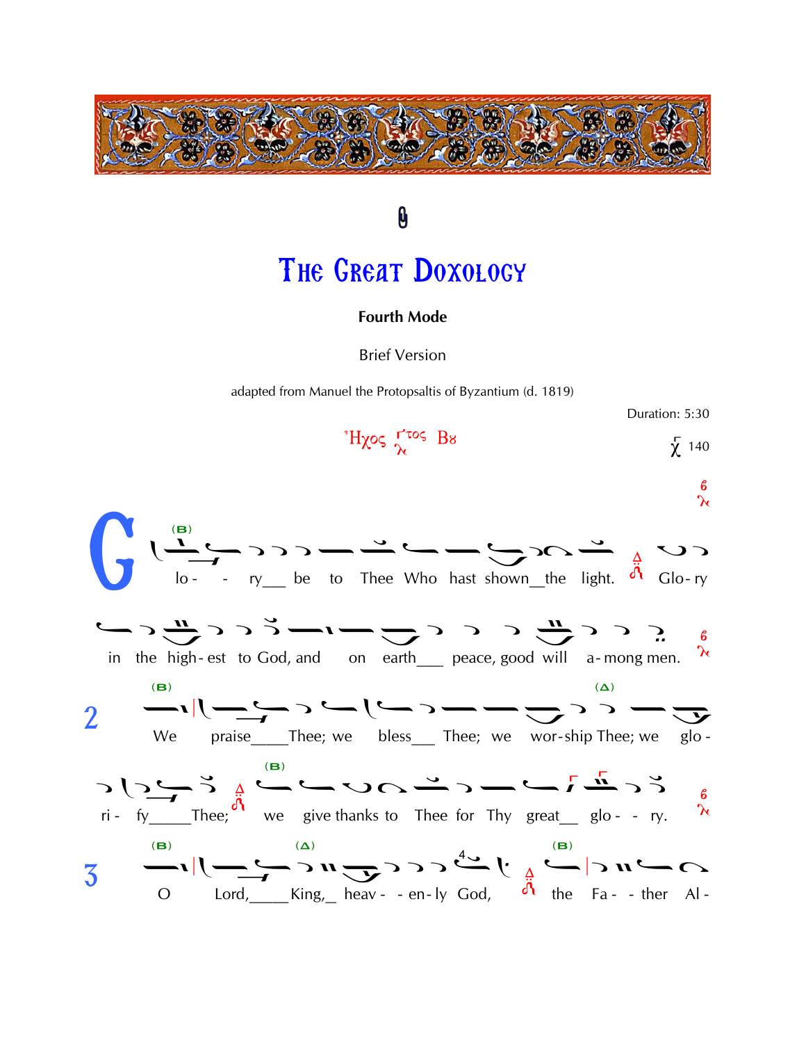# The Great Doxology

**Fourth Mode**

Brief Version

adapted from Manuel the Protopsaltis of Byzantium (d. 1819)

Duration: 5:30

Ἦχος λέγετος Βου — 140

Glo - - ry be to Thee Who hast shown the light. Glo - ry in the high - est to God, and on earth peace, good will a - mong men.

2 We praise Thee; we bless Thee; we wor - ship Thee; we glo - ri - fy Thee; we give thanks to Thee for Thy great glo - - ry.

3 O Lord, King, heav - - en - ly God, the Fa - - ther Al -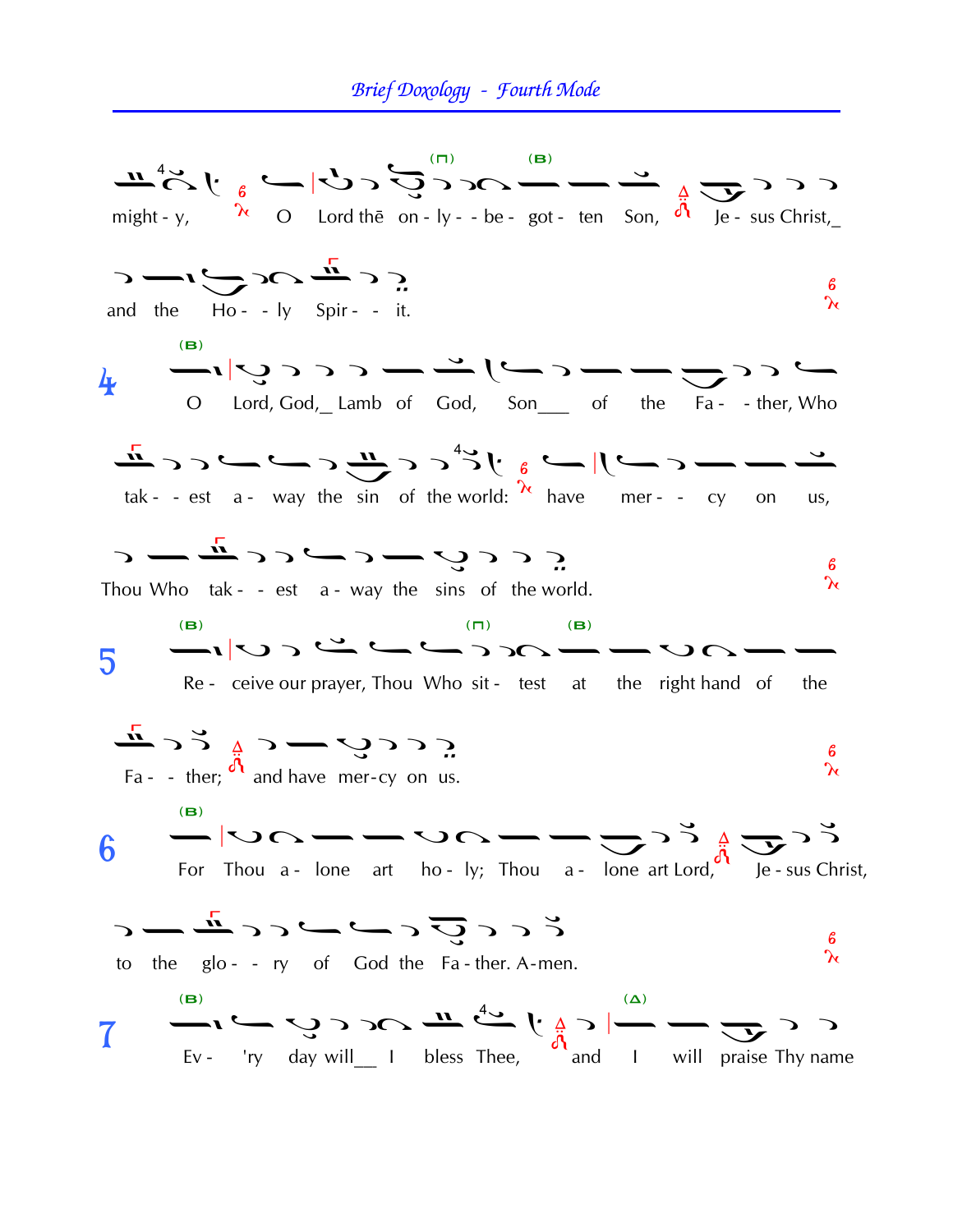# *Brief Doxology - Fourth Mode*

might - y, O Lord thē on - ly - - be - got - ten Son, Je - sus Christ,_

and the Ho - - ly Spir - - it.

**4** O Lord, God,_ Lamb of God, Son___ of the Fa - - ther, Who

tak - - est a - way the sin of the world: have mer - - cy on us,

Thou Who tak - - est a - way the sins of the world.

**5** Re - ceive our prayer, Thou Who sit - test at the right hand of the

Fa - - ther; and have mer-cy on us.

**6** For Thou a - lone art ho - ly; Thou a - lone art Lord, Je - sus Christ,

to the glo - - ry of God the Fa - ther. A-men.

**7** Ev - 'ry day will__ I bless Thee, and I will praise Thy name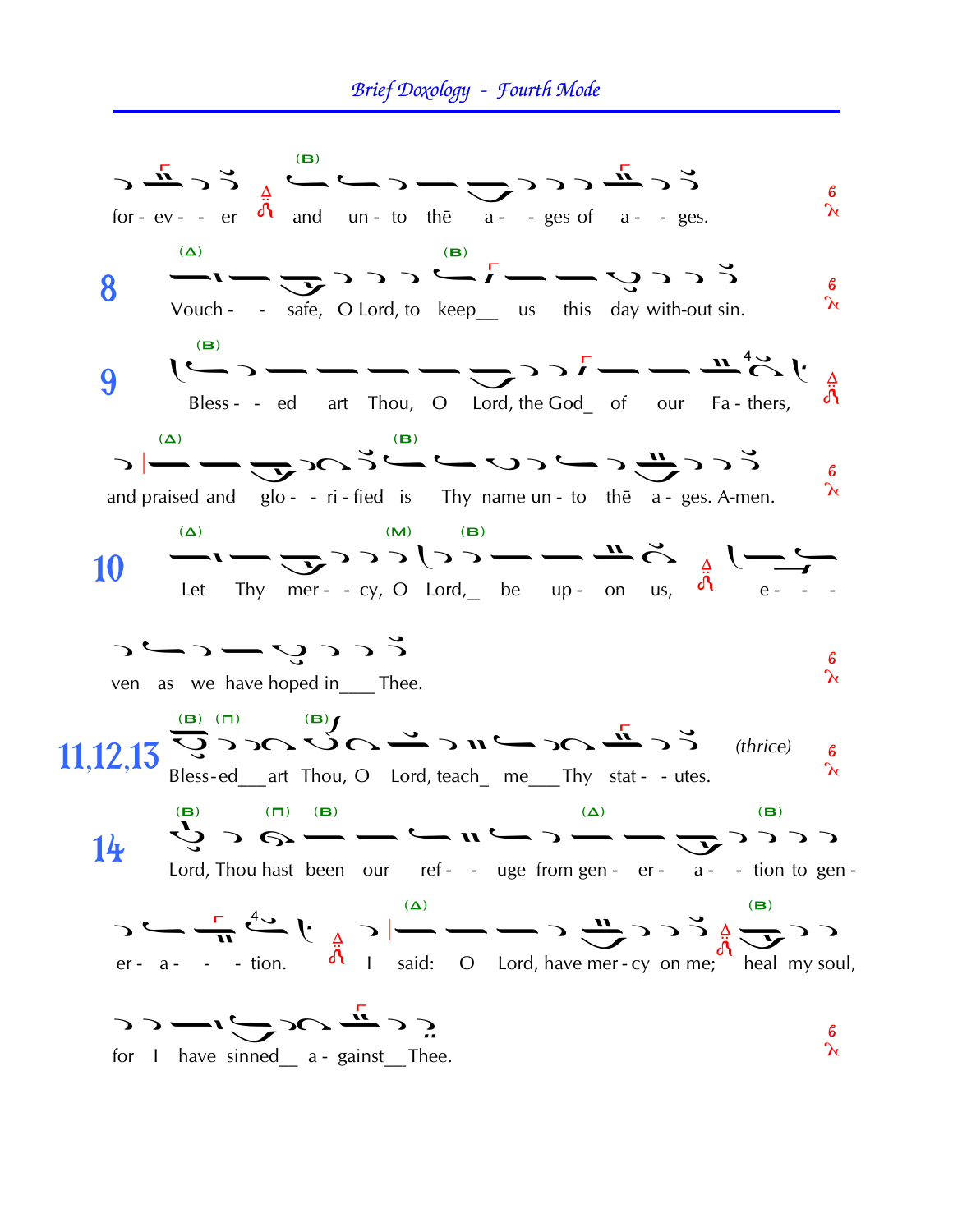for - ev - - er and un - to thē a - - ges of a - - ges.

**8** Vouch - - safe, O Lord, to keep__ us this day with-out sin.

**9** Bless - - ed art Thou, O Lord, the God_ of our Fa - thers,

and praised and glo - - ri - fied is Thy name un - to thē a - ges. A-men.

**10** Let Thy mer - - cy, O Lord,_ be up - on us, e - - -

ven as we have hoped in___ Thee.

**11,12,13** Bless-ed__art Thou, O Lord, teach_ me___Thy stat - - utes. *(thrice)*

**14** Lord, Thou hast been our ref - - uge from gen - er - a - - tion to gen -

er - a - - - tion. I said: O Lord, have mer - cy on me; heal my soul,

for I have sinned__ a - gainst__Thee.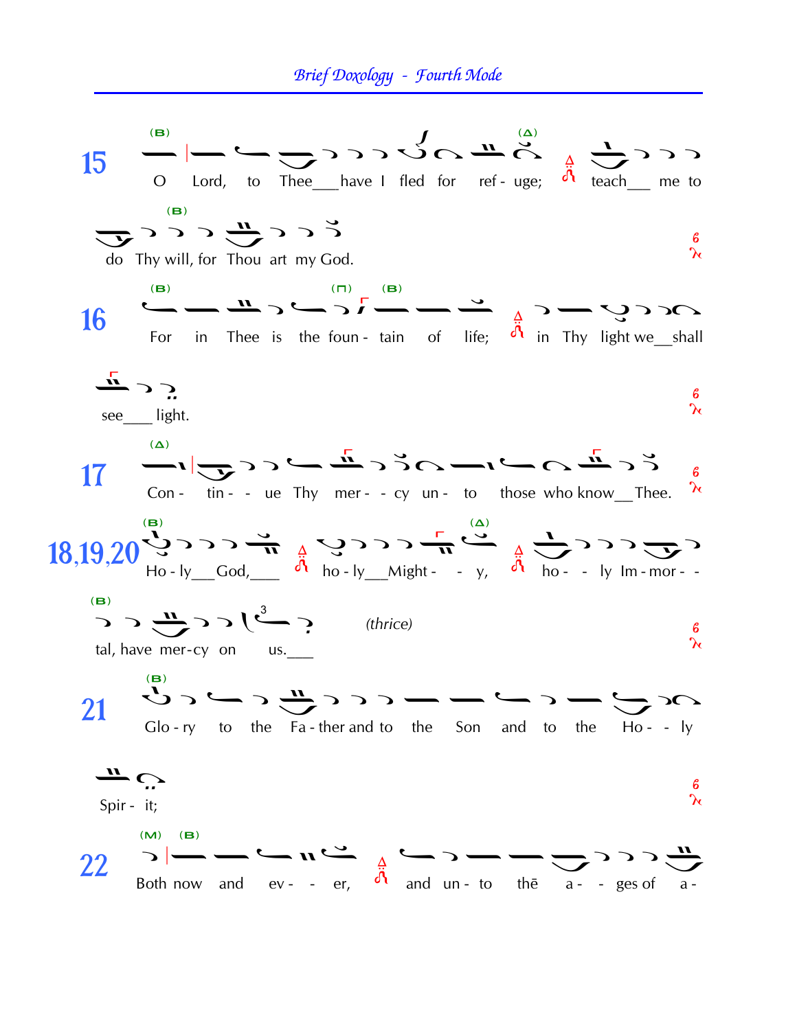15 O Lord, to Thee___have I fled for ref - uge; teach___ me to do Thy will, for Thou art my God.

16 For in Thee is the foun - tain of life; in Thy light we__shall see___ light.

17 Con - tin - - ue Thy mer - - cy un - to those who know__Thee.

18,19,20 Ho - ly___God,___ ho - ly___Might - - y, ho - - ly Im - mor - - tal, have mer-cy on us.___ *(thrice)*

21 Glo - ry to the Fa - ther and to the Son and to the Ho - - ly Spir - it;

22 Both now and ev - - er, and un - to thē a - - ges of a -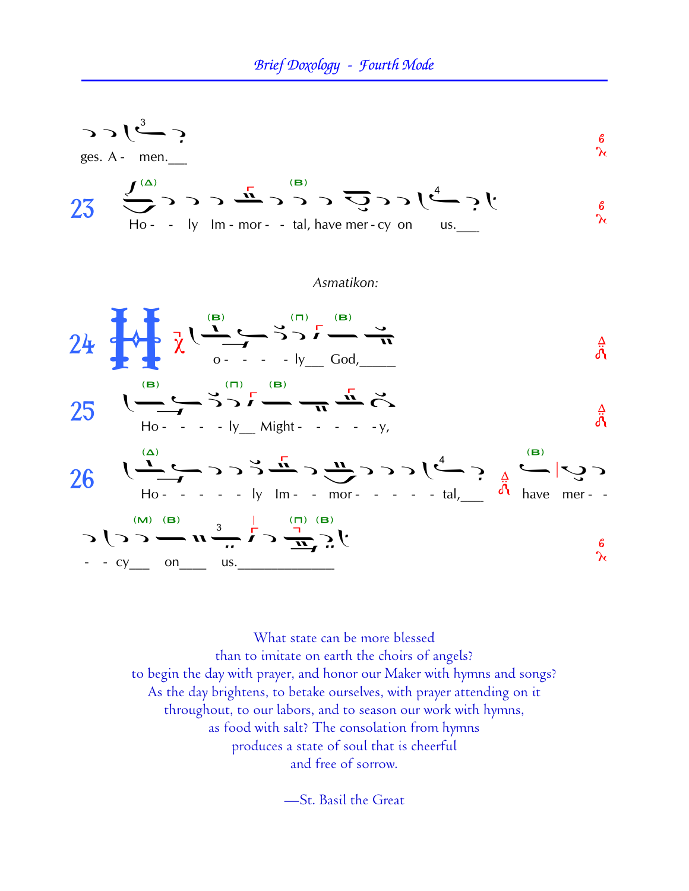ges. A - men.___

23 Ho - - ly Im - mor - - tal, have mer - cy on us.___

*Asmatikon:*

24 o - - - - ly___ God,_____

25 Ho - - - - ly___ Might - - - - - y,

26 Ho - - - - - ly Im - - mor - - - - - tal,___ have mer - - - - cy___ on___ us.____________

What state can be more blessed
than to imitate on earth the choirs of angels?
to begin the day with prayer, and honor our Maker with hymns and songs?
As the day brightens, to betake ourselves, with prayer attending on it
throughout, to our labors, and to season our work with hymns,
as food with salt? The consolation from hymns
produces a state of soul that is cheerful
and free of sorrow.

—St. Basil the Great